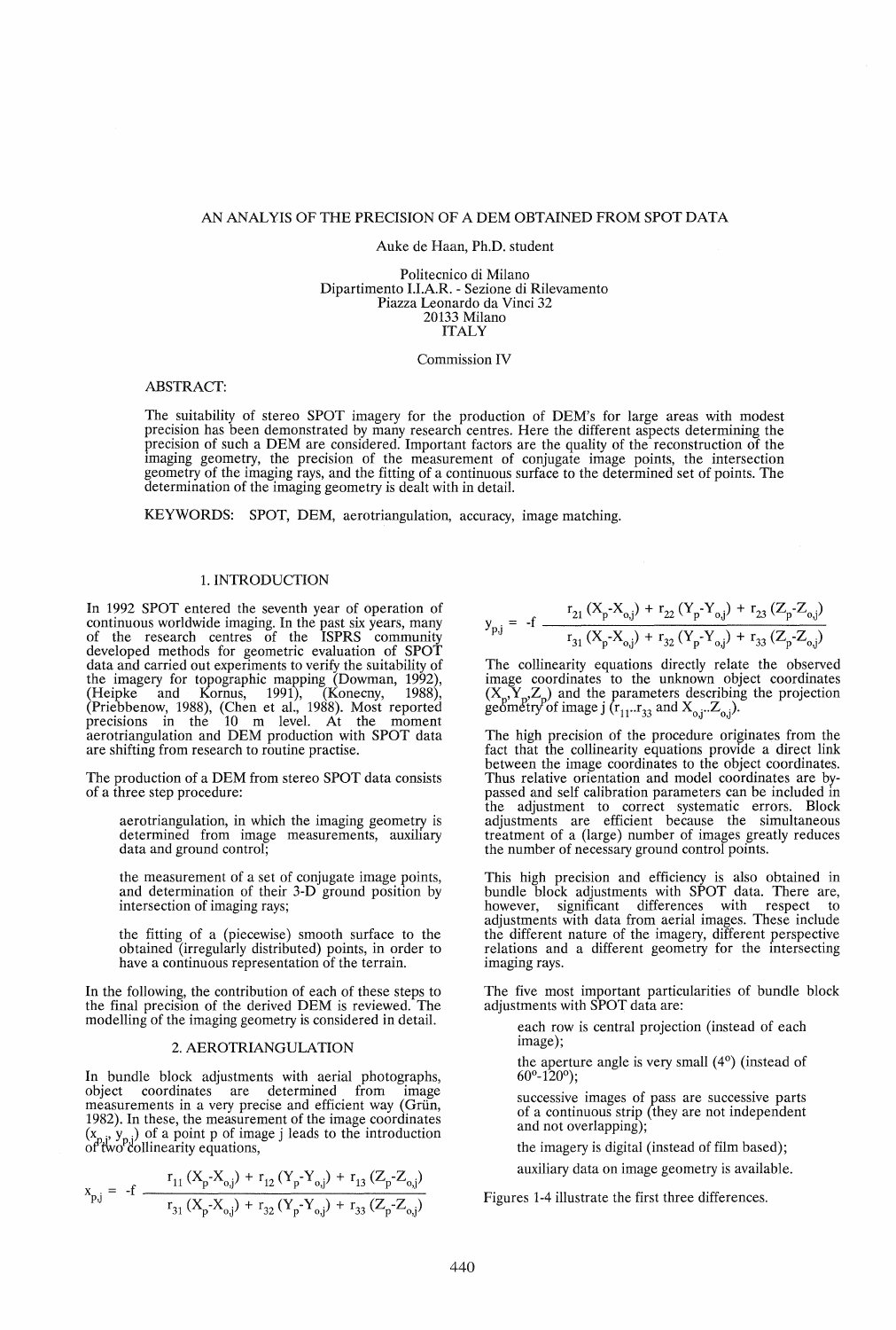# AN ANALYIS OF THE PRECISION OF A DEM OBTAINED FROM SPOT DATA

Auke de Haan, Ph.D. student

Politecnico di Milano
Dipartimento I.I.A.R. - Sezione di Rilevamento
Piazza Leonardo da Vinci 32
20133 Milano
ITALY

Commission IV

ABSTRACT:

The suitability of stereo SPOT imagery for the production of DEM's for large areas with modest precision has been demonstrated by many research centres. Here the different aspects determining the precision of such a DEM are considered. Important factors are the quality of the reconstruction of the imaging geometry, the precision of the measurement of conjugate image points, the intersection geometry of the imaging rays, and the fitting of a continuous surface to the determined set of points. The determination of the imaging geometry is dealt with in detail.

KEYWORDS: SPOT, DEM, aerotriangulation, accuracy, image matching.

## 1. INTRODUCTION

In 1992 SPOT entered the seventh year of operation of continuous worldwide imaging. In the past six years, many of the research centres of the ISPRS community developed methods for geometric evaluation of SPOT data and carried out experiments to verify the suitability of the imagery for topographic mapping (Dowman, 1992), (Heipke and Kornus, 1991), (Konecny, 1988), (Priebbenow, 1988), (Chen et al., 1988). Most reported precisions in the 10 m level. At the moment aerotriangulation and DEM production with SPOT data are shifting from research to routine practise.

The production of a DEM from stereo SPOT data consists of a three step procedure:

- aerotriangulation, in which the imaging geometry is determined from image measurements, auxiliary data and ground control;
- the measurement of a set of conjugate image points, and determination of their 3-D ground position by intersection of imaging rays;
- the fitting of a (piecewise) smooth surface to the obtained (irregularly distributed) points, in order to have a continuous representation of the terrain.

In the following, the contribution of each of these steps to the final precision of the derived DEM is reviewed. The modelling of the imaging geometry is considered in detail.

## 2. AEROTRIANGULATION

In bundle block adjustments with aerial photographs, object coordinates are determined from image measurements in a very precise and efficient way (Grün, 1982). In these, the measurement of the image coordinates $(x_{p,j}, y_{p,j})$ of a point p of image j leads to the introduction of two collinearity equations,

$$x_{p,j} = -f \frac{r_{11}(X_p - X_{o,j}) + r_{12}(Y_p - Y_{o,j}) + r_{13}(Z_p - Z_{o,j})}{r_{31}(X_p - X_{o,j}) + r_{32}(Y_p - Y_{o,j}) + r_{33}(Z_p - Z_{o,j})}$$

$$y_{p,j} = -f \frac{r_{21}(X_p - X_{o,j}) + r_{22}(Y_p - Y_{o,j}) + r_{23}(Z_p - Z_{o,j})}{r_{31}(X_p - X_{o,j}) + r_{32}(Y_p - Y_{o,j}) + r_{33}(Z_p - Z_{o,j})}$$

The collinearity equations directly relate the observed image coordinates to the unknown object coordinates $(X_p, Y_p, Z_p)$ and the parameters describing the projection geometry of image j $(r_{11}..r_{33}$ and $X_{o,j}..Z_{o,j})$.

The high precision of the procedure originates from the fact that the collinearity equations provide a direct link between the image coordinates to the object coordinates. Thus relative orientation and model coordinates are by-passed and self calibration parameters can be included in the adjustment to correct systematic errors. Block adjustments are efficient because the simultaneous treatment of a (large) number of images greatly reduces the number of necessary ground control points.

This high precision and efficiency is also obtained in bundle block adjustments with SPOT data. There are, however, significant differences with respect to adjustments with data from aerial images. These include the different nature of the imagery, different perspective relations and a different geometry for the intersecting imaging rays.

The five most important particularities of bundle block adjustments with SPOT data are:

- each row is central projection (instead of each image);
- the aperture angle is very small (4°) (instead of 60°-120°);
- successive images of pass are successive parts of a continuous strip (they are not independent and not overlapping);
- the imagery is digital (instead of film based);
- auxiliary data on image geometry is available.

Figures 1-4 illustrate the first three differences.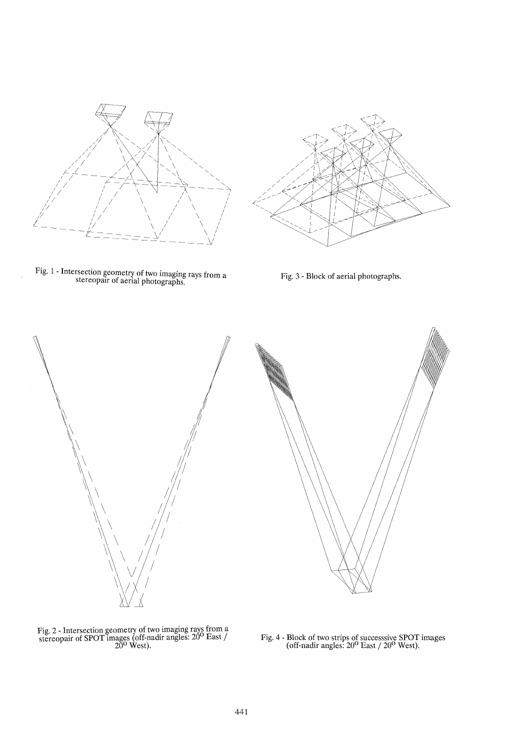Fig. 1 - Intersection geometry of two imaging rays from a stereopair of aerial photographs.

Fig. 3 - Block of aerial photographs.

Fig. 2 - Intersection geometry of two imaging rays from a stereopair of SPOT images (off-nadir angles: 20° East / 20° West).

Fig. 4 - Block of two strips of successsive SPOT images (off-nadir angles: 20° East / 20° West).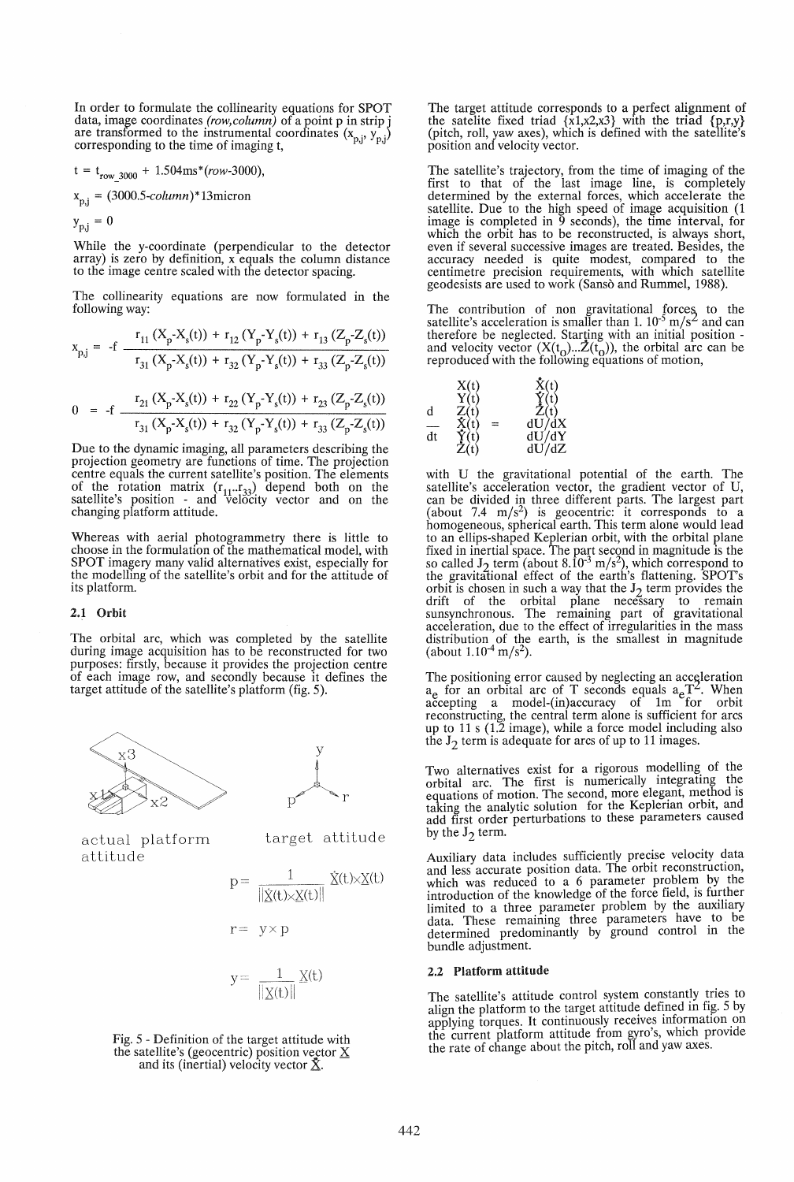In order to formulate the collinearity equations for SPOT data, image coordinates *(row,column)* of a point p in strip j are transformed to the instrumental coordinates ($x_{p,j}$, $y_{p,j}$) corresponding to the time of imaging t,

$$t = t_{row\_3000} + 1.504\text{ms}*(row\text{-}3000),$$

$$x_{p,j} = (3000.5\text{-}column)*13\text{micron}$$

$$y_{p,j} = 0$$

While the y-coordinate (perpendicular to the detector array) is zero by definition, x equals the column distance to the image centre scaled with the detector spacing.

The collinearity equations are now formulated in the following way:

$$x_{p,j} = -f \frac{r_{11}(X_p-X_s(t)) + r_{12}(Y_p-Y_s(t)) + r_{13}(Z_p-Z_s(t))}{r_{31}(X_p-X_s(t)) + r_{32}(Y_p-Y_s(t)) + r_{33}(Z_p-Z_s(t))}$$

$$0 = -f \frac{r_{21}(X_p-X_s(t)) + r_{22}(Y_p-Y_s(t)) + r_{23}(Z_p-Z_s(t))}{r_{31}(X_p-X_s(t)) + r_{32}(Y_p-Y_s(t)) + r_{33}(Z_p-Z_s(t))}$$

Due to the dynamic imaging, all parameters describing the projection geometry are functions of time. The projection centre equals the current satellite's position. The elements of the rotation matrix ($r_{11}..r_{33}$) depend both on the satellite's position - and velocity vector and on the changing platform attitude.

Whereas with aerial photogrammetry there is little to choose in the formulation of the mathematical model, with SPOT imagery many valid alternatives exist, especially for the modelling of the satellite's orbit and for the attitude of its platform.

### 2.1 Orbit

The orbital arc, which was completed by the satellite during image acquisition has to be reconstructed for two purposes: firstly, because it provides the projection centre of each image row, and secondly because it defines the target attitude of the satellite's platform (fig. 5).

actual platform attitude

target attitude

$$p = \frac{1}{\|\dot{X}(t)\times X(t)\|}\dot{X}(t)\times X(t)$$

$$r = y \times p$$

$$y = \frac{1}{\|X(t)\|}X(t)$$

Fig. 5 - Definition of the target attitude with the satellite's (geocentric) position vector $\underline{X}$ and its (inertial) velocity vector $\dot{\underline{X}}$.

The target attitude corresponds to a perfect alignment of the satelite fixed triad {x1,x2,x3} with the triad {p,r,y} (pitch, roll, yaw axes), which is defined with the satellite's position and velocity vector.

The satellite's trajectory, from the time of imaging of the first to that of the last image line, is completely determined by the external forces, which accelerate the satellite. Due to the high speed of image acquisition (1 image is completed in 9 seconds), the time interval, for which the orbit has to be reconstructed, is always short, even if several successive images are treated. Besides, the accuracy needed is quite modest, compared to the centimetre precision requirements, with which satellite geodesists are used to work (Sansò and Rummel, 1988).

The contribution of non gravitational forces to the satellite's acceleration is smaller than 1. $10^{-5}$ m/s$^2$ and can therefore be neglected. Starting with an initial position - and velocity vector ($X(t_0)...\dot{Z}(t_0)$), the orbital arc can be reproduced with the following equations of motion,

$$\frac{d}{dt}\begin{pmatrix} X(t) \\ Y(t) \\ Z(t) \\ \dot{X}(t) \\ \dot{Y}(t) \\ \dot{Z}(t) \end{pmatrix} = \begin{pmatrix} \dot{X}(t) \\ \dot{Y}(t) \\ \dot{Z}(t) \\ dU/dX \\ dU/dY \\ dU/dZ \end{pmatrix}$$

with U the gravitational potential of the earth. The satellite's acceleration vector, the gradient vector of U, can be divided in three different parts. The largest part (about 7.4 m/s$^2$) is geocentric: it corresponds to a homogeneous, spherical earth. This term alone would lead to an ellips-shaped Keplerian orbit, with the orbital plane fixed in inertial space. The part second in magnitude is the so called $J_2$ term (about 8.$10^{-3}$ m/s$^2$), which correspond to the gravitational effect of the earth's flattening. SPOT's orbit is chosen in such a way that the $J_2$ term provides the drift of the orbital plane necessary to remain sunsynchronous. The remaining part of gravitational acceleration, due to the effect of irregularities in the mass distribution of the earth, is the smallest in magnitude (about 1.$10^{-4}$ m/s$^2$).

The positioning error caused by neglecting an acceleration $a_e$ for an orbital arc of T seconds equals $a_eT^2$. When accepting a model-(in)accuracy of 1m for orbit reconstructing, the central term alone is sufficient for arcs up to 11 s (1.2 image), while a force model including also the $J_2$ term is adequate for arcs of up to 11 images.

Two alternatives exist for a rigorous modelling of the orbital arc. The first is numerically integrating the equations of motion. The second, more elegant, method is taking the analytic solution for the Keplerian orbit, and add first order perturbations to these parameters caused by the $J_2$ term.

Auxiliary data includes sufficiently precise velocity data and less accurate position data. The orbit reconstruction, which was reduced to a 6 parameter problem by the introduction of the knowledge of the force field, is further limited to a three parameter problem by the auxiliary data. These remaining three parameters have to be determined predominantly by ground control in the bundle adjustment.

### 2.2 Platform attitude

The satellite's attitude control system constantly tries to align the platform to the target attitude defined in fig. 5 by applying torques. It continuously receives information on the current platform attitude from gyro's, which provide the rate of change about the pitch, roll and yaw axes.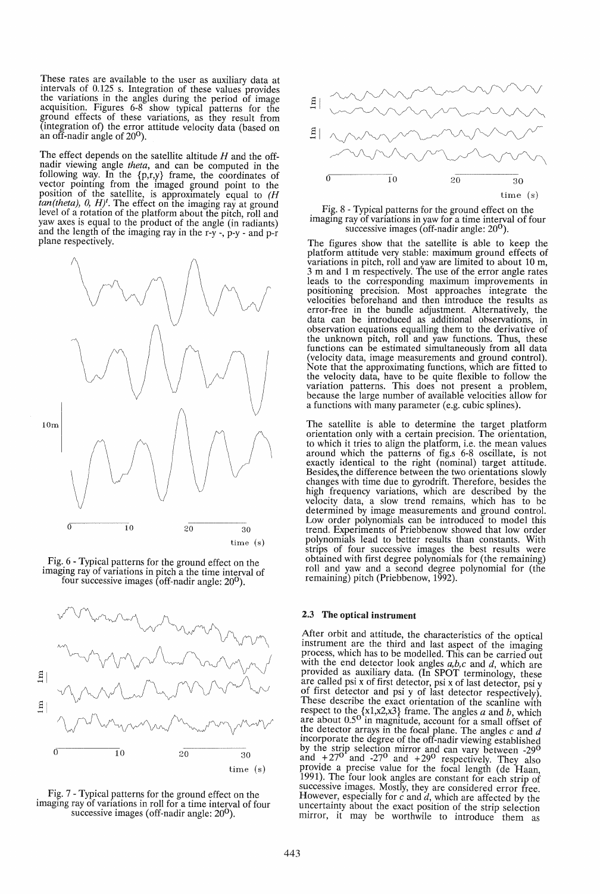These rates are available to the user as auxiliary data at intervals of 0.125 s. Integration of these values provides the variations in the angles during the period of image acquisition. Figures 6-8 show typical patterns for the ground effects of these variations, as they result from (integration of) the error attitude velocity data (based on an off-nadir angle of $20^o$).

The effect depends on the satellite altitude $H$ and the off-nadir viewing angle *theta*, and can be computed in the following way. In the {p,r,y} frame, the coordinates of vector pointing from the imaged ground point to the position of the satellite, is approximately equal to $(H \tan(theta), 0, H)^t$. The effect on the imaging ray at ground level of a rotation of the platform about the pitch, roll and yaw axes is equal to the product of the angle (in radiants) and the length of the imaging ray in the r-y -, p-y - and p-r plane respectively.

Fig. 6 - Typical patterns for the ground effect on the imaging ray of variations in pitch a the time interval of four successive images (off-nadir angle: $20^o$).

Fig. 7 - Typical patterns for the ground effect on the imaging ray of variations in roll for a time interval of four successive images (off-nadir angle: $20^o$).

Fig. 8 - Typical patterns for the ground effect on the imaging ray of variations in yaw for a time interval of four successive images (off-nadir angle: $20^o$).

The figures show that the satellite is able to keep the platform attitude very stable: maximum ground effects of variations in pitch, roll and yaw are limited to about 10 m, 3 m and 1 m respectively. The use of the error angle rates leads to the corresponding maximum improvements in positioning precision. Most approaches integrate the velocities beforehand and then introduce the results as error-free in the bundle adjustment. Alternatively, the data can be introduced as additional observations, in observation equations equalling them to the derivative of the unknown pitch, roll and yaw functions. Thus, these functions can be estimated simultaneously from all data (velocity data, image measurements and ground control). Note that the approximating functions, which are fitted to the velocity data, have to be quite flexible to follow the variation patterns. This does not present a problem, because the large number of available velocities allow for a functions with many parameter (e.g. cubic splines).

The satellite is able to determine the target platform orientation only with a certain precision. The orientation, to which it tries to align the platform, i.e. the mean values around which the patterns of fig.s 6-8 oscillate, is not exactly identical to the right (nominal) target attitude. Besides, the difference between the two orientations slowly changes with time due to gyrodrift. Therefore, besides the high frequency variations, which are described by the velocity data, a slow trend remains, which has to be determined by image measurements and ground control. Low order polynomials can be introduced to model this trend. Experiments of Priebbenow showed that low order polynomials lead to better results than constants. With strips of four successive images the best results were obtained with first degree polynomials for (the remaining) roll and yaw and a second degree polynomial for (the remaining) pitch (Priebbenow, 1992).

### 2.3 The optical instrument

After orbit and attitude, the characteristics of the optical instrument are the third and last aspect of the imaging process, which has to be modelled. This can be carried out with the end detector look angles *a,b,c* and *d*, which are provided as auxiliary data. (In SPOT terminology, these are called psi x of first detector, psi x of last detector, psi y of first detector and psi y of last detector respectively). These describe the exact orientation of the scanline with respect to the {x1,x2,x3} frame. The angles *a* and *b*, which are about $0.5^o$ in magnitude, account for a small offset of the detector arrays in the focal plane. The angles *c* and *d* incorporate the degree of the off-nadir viewing established by the strip selection mirror and can vary between $-29^o$ and $+27^o$ and $-27^o$ and $+29^o$ respectively. They also provide a precise value for the focal length (de Haan, 1991). The four look angles are constant for each strip of successive images. Mostly, they are considered error free. However, especially for *c* and *d*, which are affected by the uncertainty about the exact position of the strip selection mirror, it may be worthwile to introduce them as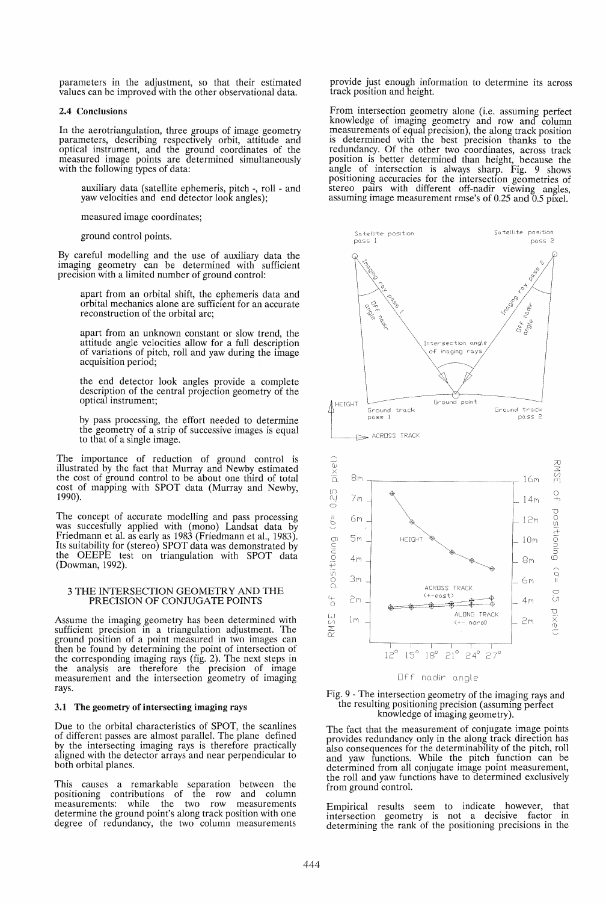parameters in the adjustment, so that their estimated values can be improved with the other observational data.

### 2.4 Conclusions

In the aerotriangulation, three groups of image geometry parameters, describing respectively orbit, attitude and optical instrument, and the ground coordinates of the measured image points are determined simultaneously with the following types of data:

auxiliary data (satellite ephemeris, pitch -, roll - and yaw velocities and end detector look angles);

measured image coordinates;

ground control points.

By careful modelling and the use of auxiliary data the imaging geometry can be determined with sufficient precision with a limited number of ground control:

apart from an orbital shift, the ephemeris data and orbital mechanics alone are sufficient for an accurate reconstruction of the orbital arc;

apart from an unknown constant or slow trend, the attitude angle velocities allow for a full description of variations of pitch, roll and yaw during the image acquisition period;

the end detector look angles provide a complete description of the central projection geometry of the optical instrument;

by pass processing, the effort needed to determine the geometry of a strip of successive images is equal to that of a single image.

The importance of reduction of ground control is illustrated by the fact that Murray and Newby estimated the cost of ground control to be about one third of total cost of mapping with SPOT data (Murray and Newby, 1990).

The concept of accurate modelling and pass processing was succesfully applied with (mono) Landsat data by Friedmann et al. as early as 1983 (Friedmann et al., 1983). Its suitability for (stereo) SPOT data was demonstrated by the OEEPE test on triangulation with SPOT data (Dowman, 1992).

## 3 THE INTERSECTION GEOMETRY AND THE PRECISION OF CONJUGATE POINTS

Assume the imaging geometry has been determined with sufficient precision in a triangulation adjustment. The ground position of a point measured in two images can then be found by determining the point of intersection of the corresponding imaging rays (fig. 2). The next steps in the analysis are therefore the precision of image measurement and the intersection geometry of imaging rays.

### 3.1 The geometry of intersecting imaging rays

Due to the orbital characteristics of SPOT, the scanlines of different passes are almost parallel. The plane defined by the intersecting imaging rays is therefore practically aligned with the detector arrays and near perpendicular to both orbital planes.

This causes a remarkable separation between the positioning contributions of the row and column measurements: while the two row measurements determine the ground point's along track position with one degree of redundancy, the two column measurements provide just enough information to determine its across track position and height.

From intersection geometry alone (i.e. assuming perfect knowledge of imaging geometry and row and column measurements of equal precision), the along track position is determined with the best precision thanks to the redundancy. Of the other two coordinates, across track position is better determined than height, because the angle of intersection is always sharp. Fig. 9 shows positioning accuracies for the intersection geometries of stereo pairs with different off-nadir viewing angles, assuming image measurement rmse's of 0.25 and 0.5 pixel.

Fig. 9 - The intersection geometry of the imaging rays and the resulting positioning precision (assuming perfect knowledge of imaging geometry).

The fact that the measurement of conjugate image points provides redundancy only in the along track direction has also consequences for the determinability of the pitch, roll and yaw functions. While the pitch function can be determined from all conjugate image point measurement, the roll and yaw functions have to determined exclusively from ground control.

Empirical results seem to indicate however, that intersection geometry is not a decisive factor in determining the rank of the positioning precisions in the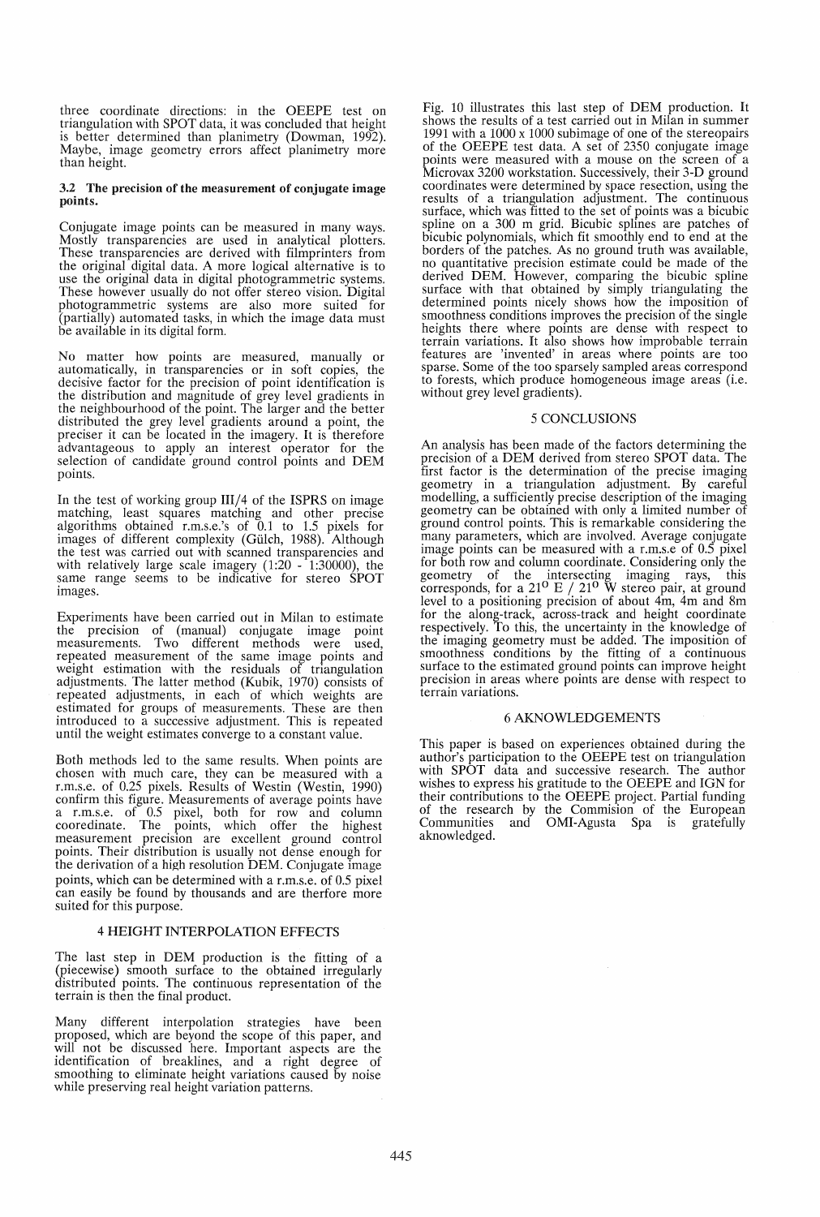three coordinate directions: in the OEEPE test on triangulation with SPOT data, it was concluded that height is better determined than planimetry (Dowman, 1992). Maybe, image geometry errors affect planimetry more than height.

### 3.2 The precision of the measurement of conjugate image points.

Conjugate image points can be measured in many ways. Mostly transparencies are used in analytical plotters. These transparencies are derived with filmprinters from the original digital data. A more logical alternative is to use the original data in digital photogrammetric systems. These however usually do not offer stereo vision. Digital photogrammetric systems are also more suited for (partially) automated tasks, in which the image data must be available in its digital form.

No matter how points are measured, manually or automatically, in transparencies or in soft copies, the decisive factor for the precision of point identification is the distribution and magnitude of grey level gradients in the neighbourhood of the point. The larger and the better distributed the grey level gradients around a point, the preciser it can be located in the imagery. It is therefore advantageous to apply an interest operator for the selection of candidate ground control points and DEM points.

In the test of working group III/4 of the ISPRS on image matching, least squares matching and other precise algorithms obtained r.m.s.e.'s of 0.1 to 1.5 pixels for images of different complexity (Gülch, 1988). Although the test was carried out with scanned transparencies and with relatively large scale imagery (1:20 - 1:30000), the same range seems to be indicative for stereo SPOT images.

Experiments have been carried out in Milan to estimate the precision of (manual) conjugate image point measurements. Two different methods were used, repeated measurement of the same image points and weight estimation with the residuals of triangulation adjustments. The latter method (Kubik, 1970) consists of repeated adjustments, in each of which weights are estimated for groups of measurements. These are then introduced to a successive adjustment. This is repeated until the weight estimates converge to a constant value.

Both methods led to the same results. When points are chosen with much care, they can be measured with a r.m.s.e. of 0.25 pixels. Results of Westin (Westin, 1990) confirm this figure. Measurements of average points have a r.m.s.e. of 0.5 pixel, both for row and column cooredinate. The points, which offer the highest measurement precision are excellent ground control points. Their distribution is usually not dense enough for the derivation of a high resolution DEM. Conjugate image points, which can be determined with a r.m.s.e. of 0.5 pixel can easily be found by thousands and are therfore more suited for this purpose.

## 4 HEIGHT INTERPOLATION EFFECTS

The last step in DEM production is the fitting of a (piecewise) smooth surface to the obtained irregularly distributed points. The continuous representation of the terrain is then the final product.

Many different interpolation strategies have been proposed, which are beyond the scope of this paper, and will not be discussed here. Important aspects are the identification of breaklines, and a right degree of smoothing to eliminate height variations caused by noise while preserving real height variation patterns.

Fig. 10 illustrates this last step of DEM production. It shows the results of a test carried out in Milan in summer 1991 with a 1000 x 1000 subimage of one of the stereopairs of the OEEPE test data. A set of 2350 conjugate image points were measured with a mouse on the screen of a Microvax 3200 workstation. Successively, their 3-D ground coordinates were determined by space resection, using the results of a triangulation adjustment. The continuous surface, which was fitted to the set of points was a bicubic spline on a 300 m grid. Bicubic splines are patches of bicubic polynomials, which fit smoothly end to end at the borders of the patches. As no ground truth was available, no quantitative precision estimate could be made of the derived DEM. However, comparing the bicubic spline surface with that obtained by simply triangulating the determined points nicely shows how the imposition of smoothness conditions improves the precision of the single heights there where points are dense with respect to terrain variations. It also shows how improbable terrain features are 'invented' in areas where points are too sparse. Some of the too sparsely sampled areas correspond to forests, which produce homogeneous image areas (i.e. without grey level gradients).

## 5 CONCLUSIONS

An analysis has been made of the factors determining the precision of a DEM derived from stereo SPOT data. The first factor is the determination of the precise imaging geometry in a triangulation adjustment. By careful modelling, a sufficiently precise description of the imaging geometry can be obtained with only a limited number of ground control points. This is remarkable considering the many parameters, which are involved. Average conjugate image points can be measured with a r.m.s.e of 0.5 pixel for both row and column coordinate. Considering only the geometry of the intersecting imaging rays, this corresponds, for a $21^{o}$ E / $21^{o}$ W stereo pair, at ground level to a positioning precision of about 4m, 4m and 8m for the along-track, across-track and height coordinate respectively. To this, the uncertainty in the knowledge of the imaging geometry must be added. The imposition of smoothness conditions by the fitting of a continuous surface to the estimated ground points can improve height precision in areas where points are dense with respect to terrain variations.

## 6 AKNOWLEDGEMENTS

This paper is based on experiences obtained during the author's participation to the OEEPE test on triangulation with SPOT data and successive research. The author wishes to express his gratitude to the OEEPE and IGN for their contributions to the OEEPE project. Partial funding of the research by the Commision of the European Communities and OMI-Agusta Spa is gratefully aknowledged.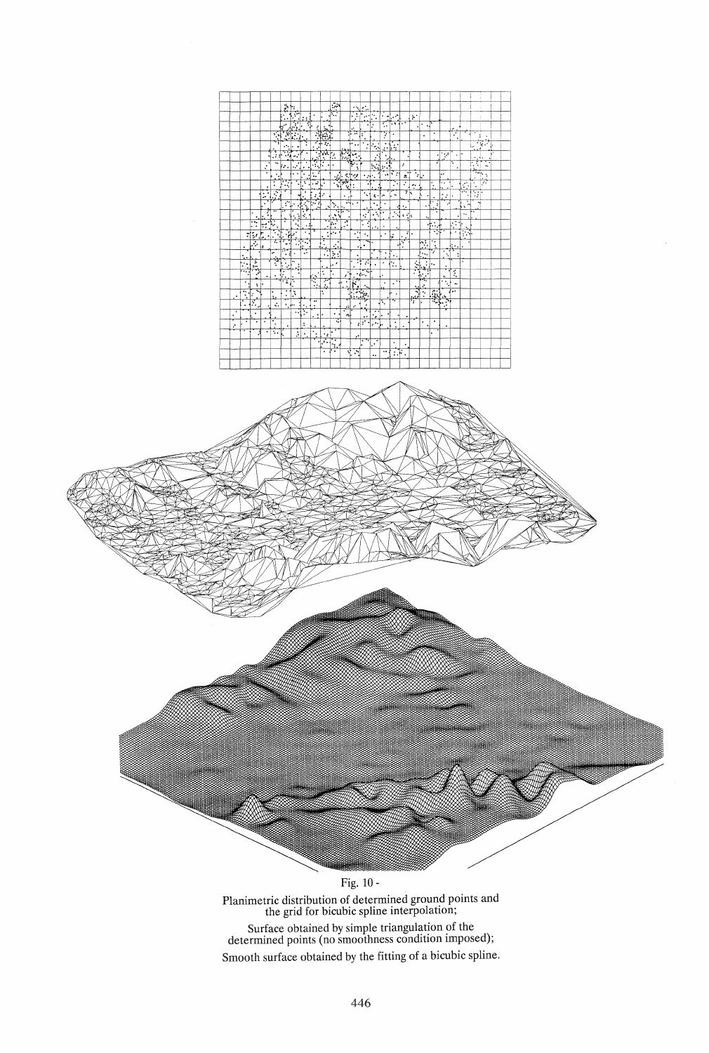Fig. 10 -

Planimetric distribution of determined ground points and the grid for bicubic spline interpolation;

Surface obtained by simple triangulation of the determined points (no smoothness condition imposed);

Smooth surface obtained by the fitting of a bicubic spline.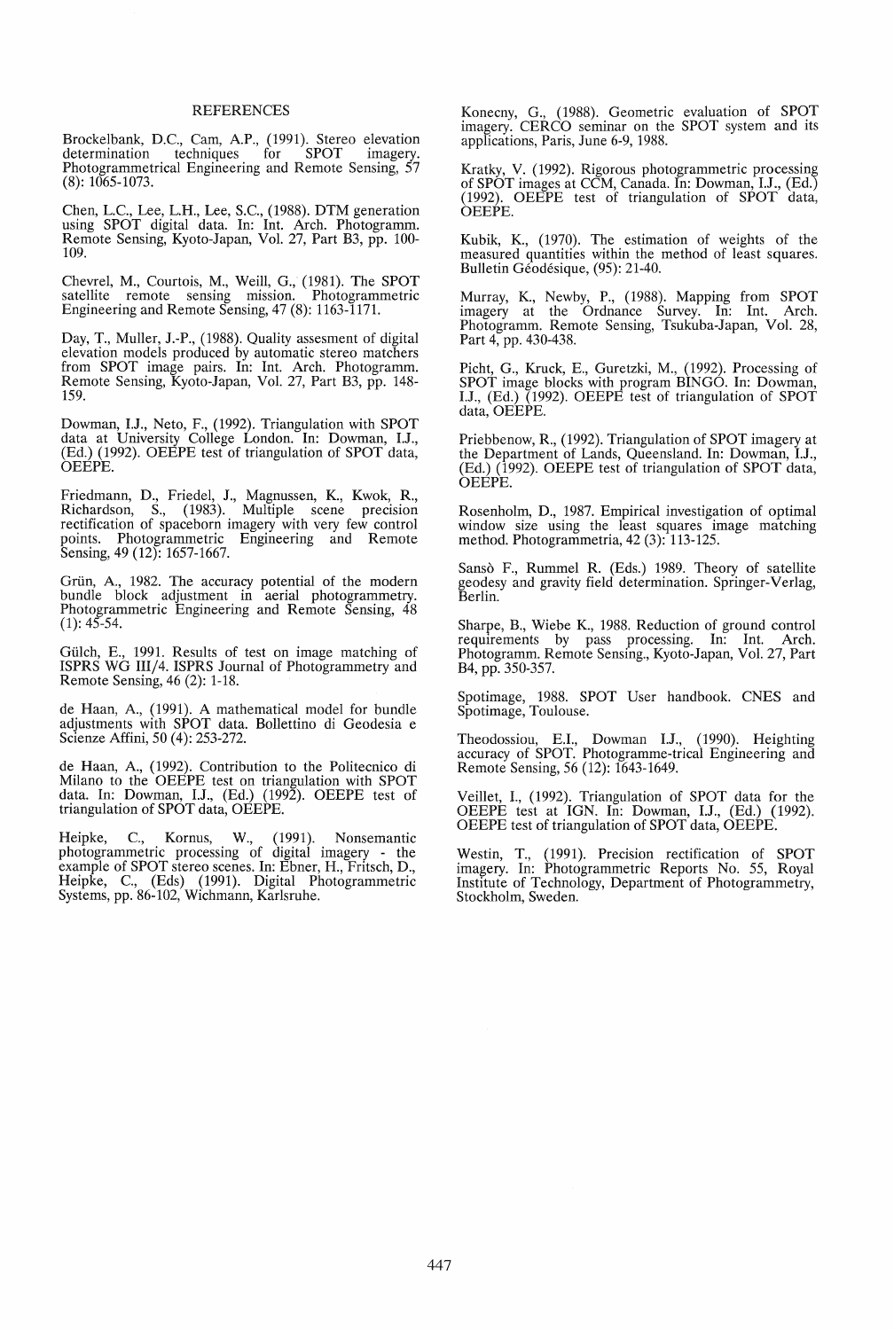## REFERENCES

Brockelbank, D.C., Cam, A.P., (1991). Stereo elevation determination techniques for SPOT imagery. Photogrammetrical Engineering and Remote Sensing, 57 (8): 1065-1073.

Chen, L.C., Lee, L.H., Lee, S.C., (1988). DTM generation using SPOT digital data. In: Int. Arch. Photogramm. Remote Sensing, Kyoto-Japan, Vol. 27, Part B3, pp. 100-109.

Chevrel, M., Courtois, M., Weill, G., (1981). The SPOT satellite remote sensing mission. Photogrammetric Engineering and Remote Sensing, 47 (8): 1163-1171.

Day, T., Muller, J.-P., (1988). Quality assesment of digital elevation models produced by automatic stereo matchers from SPOT image pairs. In: Int. Arch. Photogramm. Remote Sensing, Kyoto-Japan, Vol. 27, Part B3, pp. 148-159.

Dowman, I.J., Neto, F., (1992). Triangulation with SPOT data at University College London. In: Dowman, I.J., (Ed.) (1992). OEEPE test of triangulation of SPOT data, OEEPE.

Friedmann, D., Friedel, J., Magnussen, K., Kwok, R., Richardson, S., (1983). Multiple scene precision rectification of spaceborn imagery with very few control points. Photogrammetric Engineering and Remote Sensing, 49 (12): 1657-1667.

Grün, A., 1982. The accuracy potential of the modern bundle block adjustment in aerial photogrammetry. Photogrammetric Engineering and Remote Sensing, 48 (1): 45-54.

Gülch, E., 1991. Results of test on image matching of ISPRS WG III/4. ISPRS Journal of Photogrammetry and Remote Sensing, 46 (2): 1-18.

de Haan, A., (1991). A mathematical model for bundle adjustments with SPOT data. Bollettino di Geodesia e Scienze Affini, 50 (4): 253-272.

de Haan, A., (1992). Contribution to the Politecnico di Milano to the OEEPE test on triangulation with SPOT data. In: Dowman, I.J., (Ed.) (1992). OEEPE test of triangulation of SPOT data, OEEPE.

Heipke, C., Kornus, W., (1991). Nonsemantic photogrammetric processing of digital imagery - the example of SPOT stereo scenes. In: Ebner, H., Fritsch, D., Heipke, C., (Eds) (1991). Digital Photogrammetric Systems, pp. 86-102, Wichmann, Karlsruhe.

Konecny, G., (1988). Geometric evaluation of SPOT imagery. CERCO seminar on the SPOT system and its applications, Paris, June 6-9, 1988.

Kratky, V. (1992). Rigorous photogrammetric processing of SPOT images at CCM, Canada. In: Dowman, I.J., (Ed.) (1992). OEEPE test of triangulation of SPOT data, OEEPE.

Kubik, K., (1970). The estimation of weights of the measured quantities within the method of least squares. Bulletin Géodésique, (95): 21-40.

Murray, K., Newby, P., (1988). Mapping from SPOT imagery at the Ordnance Survey. In: Int. Arch. Photogramm. Remote Sensing, Tsukuba-Japan, Vol. 28, Part 4, pp. 430-438.

Picht, G., Kruck, E., Guretzki, M., (1992). Processing of SPOT image blocks with program BINGO. In: Dowman, I.J., (Ed.) (1992). OEEPE test of triangulation of SPOT data, OEEPE.

Priebbenow, R., (1992). Triangulation of SPOT imagery at the Department of Lands, Queensland. In: Dowman, I.J., (Ed.) (1992). OEEPE test of triangulation of SPOT data, OEEPE.

Rosenholm, D., 1987. Empirical investigation of optimal window size using the least squares image matching method. Photogrammetria, 42 (3): 113-125.

Sansò F., Rummel R. (Eds.) 1989. Theory of satellite geodesy and gravity field determination. Springer-Verlag, Berlin.

Sharpe, B., Wiebe K., 1988. Reduction of ground control requirements by pass processing. In: Int. Arch. Photogramm. Remote Sensing., Kyoto-Japan, Vol. 27, Part B4, pp. 350-357.

Spotimage, 1988. SPOT User handbook. CNES and Spotimage, Toulouse.

Theodossiou, E.I., Dowman I.J., (1990). Heighting accuracy of SPOT. Photogramme-trical Engineering and Remote Sensing, 56 (12): 1643-1649.

Veillet, I., (1992). Triangulation of SPOT data for the OEEPE test at IGN. In: Dowman, I.J., (Ed.) (1992). OEEPE test of triangulation of SPOT data, OEEPE.

Westin, T., (1991). Precision rectification of SPOT imagery. In: Photogrammetric Reports No. 55, Royal Institute of Technology, Department of Photogrammetry, Stockholm, Sweden.